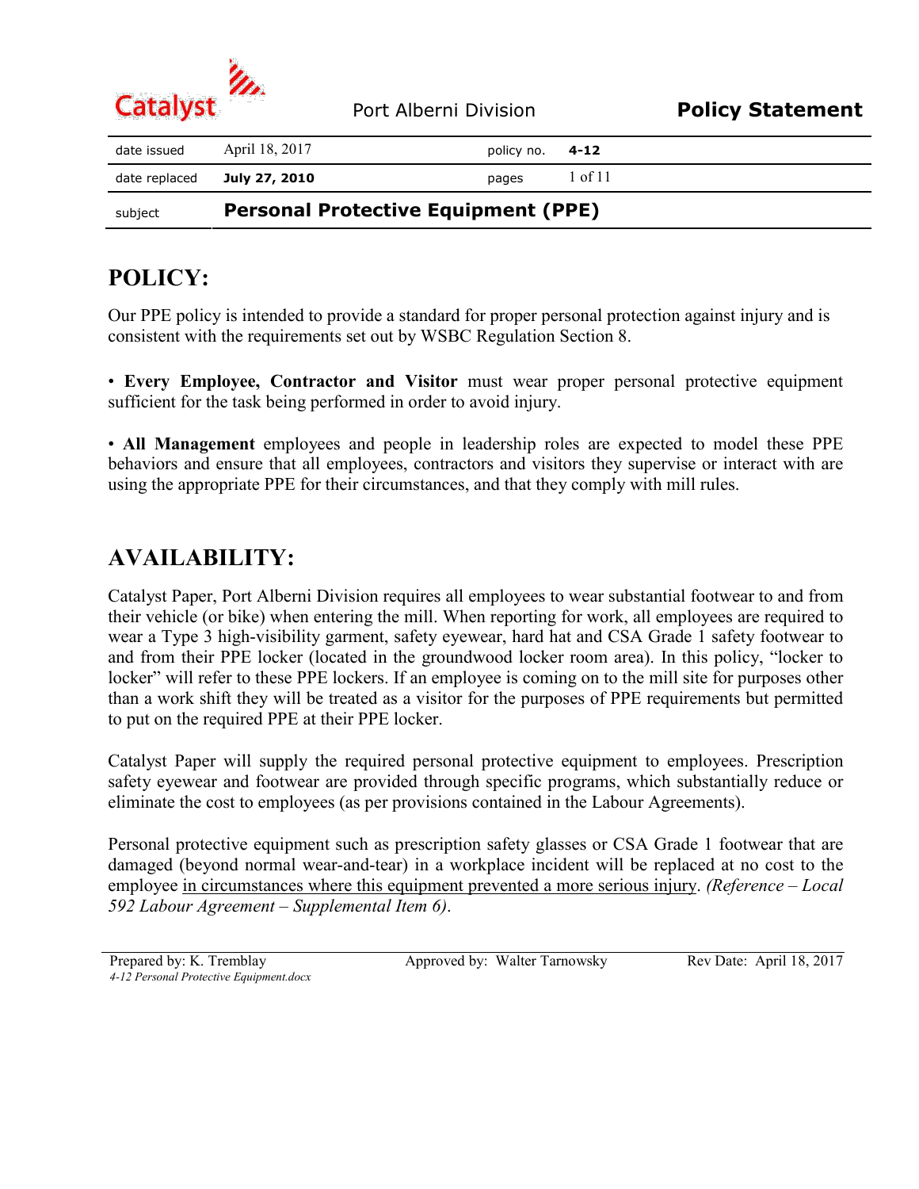Catalyst — Port Alberni Division — **Policy Statement**

| date issued | April 18, 2017 | policy no. | **4-12** |
|---|---|---|---|
| date replaced | **July 27, 2010** | pages | 1 of 11 |
| subject | **Personal Protective Equipment (PPE)** | | |

# POLICY:

Our PPE policy is intended to provide a standard for proper personal protection against injury and is consistent with the requirements set out by WSBC Regulation Section 8.

• **Every Employee, Contractor and Visitor** must wear proper personal protective equipment sufficient for the task being performed in order to avoid injury.

• **All Management** employees and people in leadership roles are expected to model these PPE behaviors and ensure that all employees, contractors and visitors they supervise or interact with are using the appropriate PPE for their circumstances, and that they comply with mill rules.

# AVAILABILITY:

Catalyst Paper, Port Alberni Division requires all employees to wear substantial footwear to and from their vehicle (or bike) when entering the mill. When reporting for work, all employees are required to wear a Type 3 high-visibility garment, safety eyewear, hard hat and CSA Grade 1 safety footwear to and from their PPE locker (located in the groundwood locker room area). In this policy, "locker to locker" will refer to these PPE lockers. If an employee is coming on to the mill site for purposes other than a work shift they will be treated as a visitor for the purposes of PPE requirements but permitted to put on the required PPE at their PPE locker.

Catalyst Paper will supply the required personal protective equipment to employees. Prescription safety eyewear and footwear are provided through specific programs, which substantially reduce or eliminate the cost to employees (as per provisions contained in the Labour Agreements).

Personal protective equipment such as prescription safety glasses or CSA Grade 1 footwear that are damaged (beyond normal wear-and-tear) in a workplace incident will be replaced at no cost to the employee in circumstances where this equipment prevented a more serious injury. *(Reference – Local 592 Labour Agreement – Supplemental Item 6)*.

Prepared by: K. Tremblay — Approved by: Walter Tarnowsky — Rev Date: April 18, 2017

*4-12 Personal Protective Equipment.docx*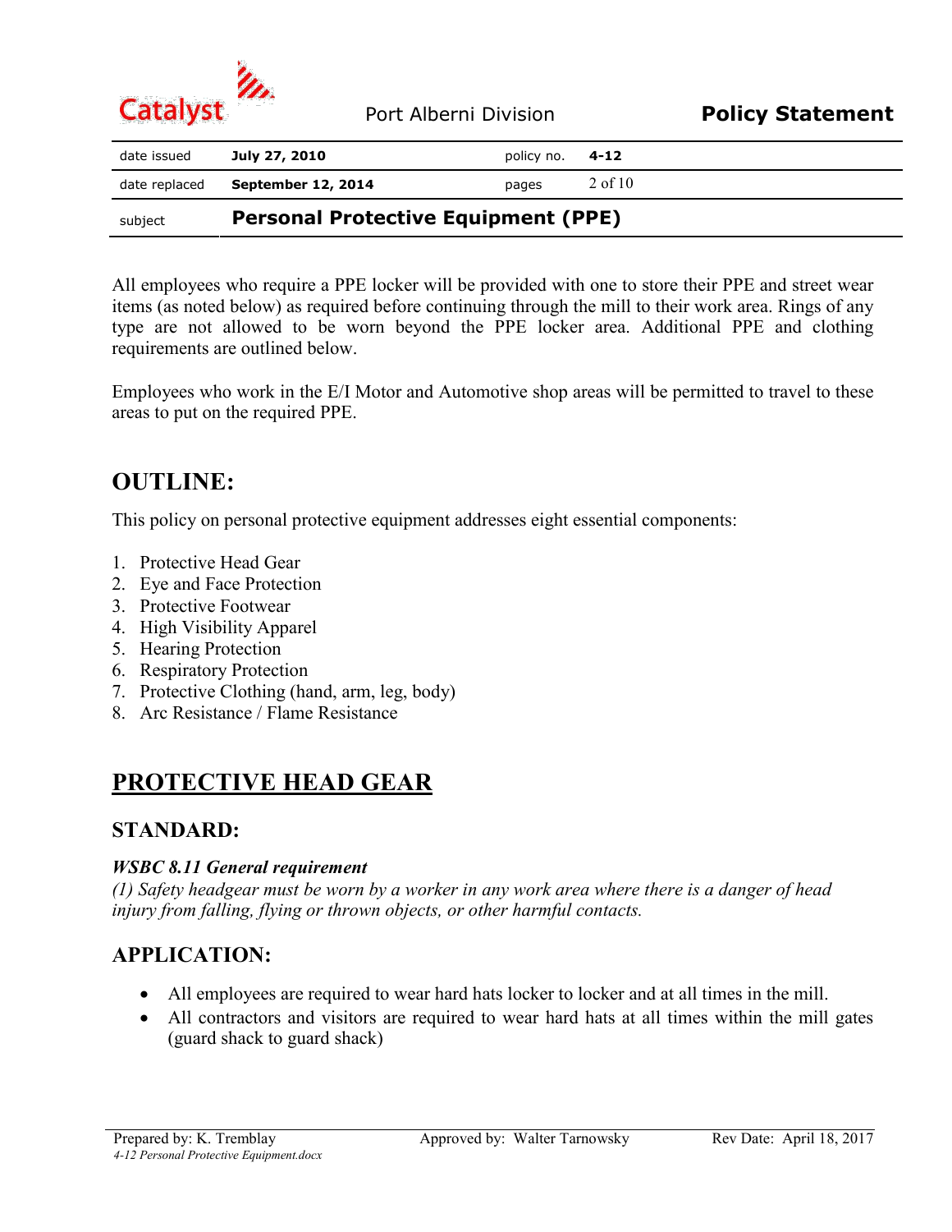All employees who require a PPE locker will be provided with one to store their PPE and street wear items (as noted below) as required before continuing through the mill to their work area. Rings of any type are not allowed to be worn beyond the PPE locker area. Additional PPE and clothing requirements are outlined below.

Employees who work in the E/I Motor and Automotive shop areas will be permitted to travel to these areas to put on the required PPE.

## OUTLINE:

This policy on personal protective equipment addresses eight essential components:

1. Protective Head Gear
2. Eye and Face Protection
3. Protective Footwear
4. High Visibility Apparel
5. Hearing Protection
6. Respiratory Protection
7. Protective Clothing (hand, arm, leg, body)
8. Arc Resistance / Flame Resistance

## PROTECTIVE HEAD GEAR

### STANDARD:

***WSBC 8.11 General requirement***

*(1) Safety headgear must be worn by a worker in any work area where there is a danger of head injury from falling, flying or thrown objects, or other harmful contacts.*

### APPLICATION:

- All employees are required to wear hard hats locker to locker and at all times in the mill.
- All contractors and visitors are required to wear hard hats at all times within the mill gates (guard shack to guard shack)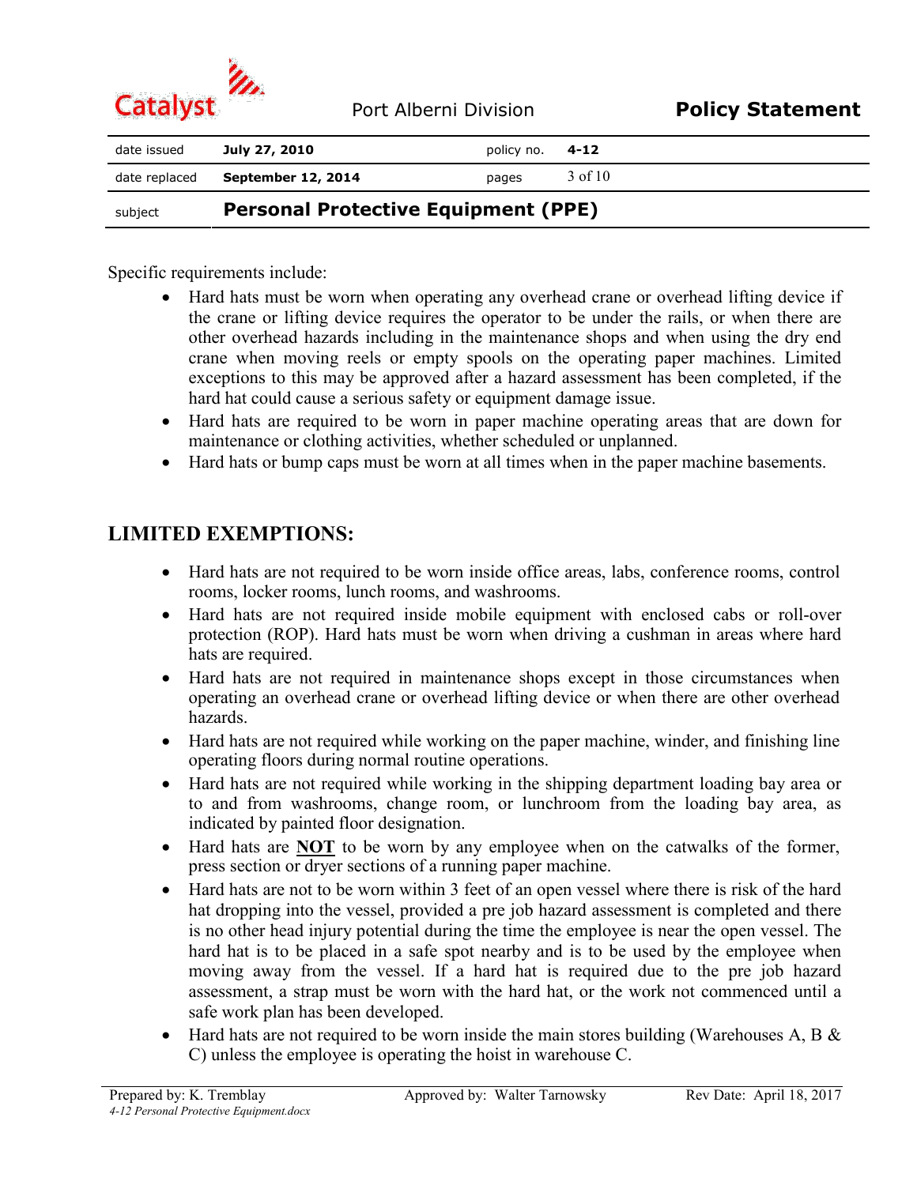Specific requirements include:

- Hard hats must be worn when operating any overhead crane or overhead lifting device if the crane or lifting device requires the operator to be under the rails, or when there are other overhead hazards including in the maintenance shops and when using the dry end crane when moving reels or empty spools on the operating paper machines. Limited exceptions to this may be approved after a hazard assessment has been completed, if the hard hat could cause a serious safety or equipment damage issue.
- Hard hats are required to be worn in paper machine operating areas that are down for maintenance or clothing activities, whether scheduled or unplanned.
- Hard hats or bump caps must be worn at all times when in the paper machine basements.

## LIMITED EXEMPTIONS:

- Hard hats are not required to be worn inside office areas, labs, conference rooms, control rooms, locker rooms, lunch rooms, and washrooms.
- Hard hats are not required inside mobile equipment with enclosed cabs or roll-over protection (ROP). Hard hats must be worn when driving a cushman in areas where hard hats are required.
- Hard hats are not required in maintenance shops except in those circumstances when operating an overhead crane or overhead lifting device or when there are other overhead hazards.
- Hard hats are not required while working on the paper machine, winder, and finishing line operating floors during normal routine operations.
- Hard hats are not required while working in the shipping department loading bay area or to and from washrooms, change room, or lunchroom from the loading bay area, as indicated by painted floor designation.
- Hard hats are **NOT** to be worn by any employee when on the catwalks of the former, press section or dryer sections of a running paper machine.
- Hard hats are not to be worn within 3 feet of an open vessel where there is risk of the hard hat dropping into the vessel, provided a pre job hazard assessment is completed and there is no other head injury potential during the time the employee is near the open vessel. The hard hat is to be placed in a safe spot nearby and is to be used by the employee when moving away from the vessel. If a hard hat is required due to the pre job hazard assessment, a strap must be worn with the hard hat, or the work not commenced until a safe work plan has been developed.
- Hard hats are not required to be worn inside the main stores building (Warehouses A, B & C) unless the employee is operating the hoist in warehouse C.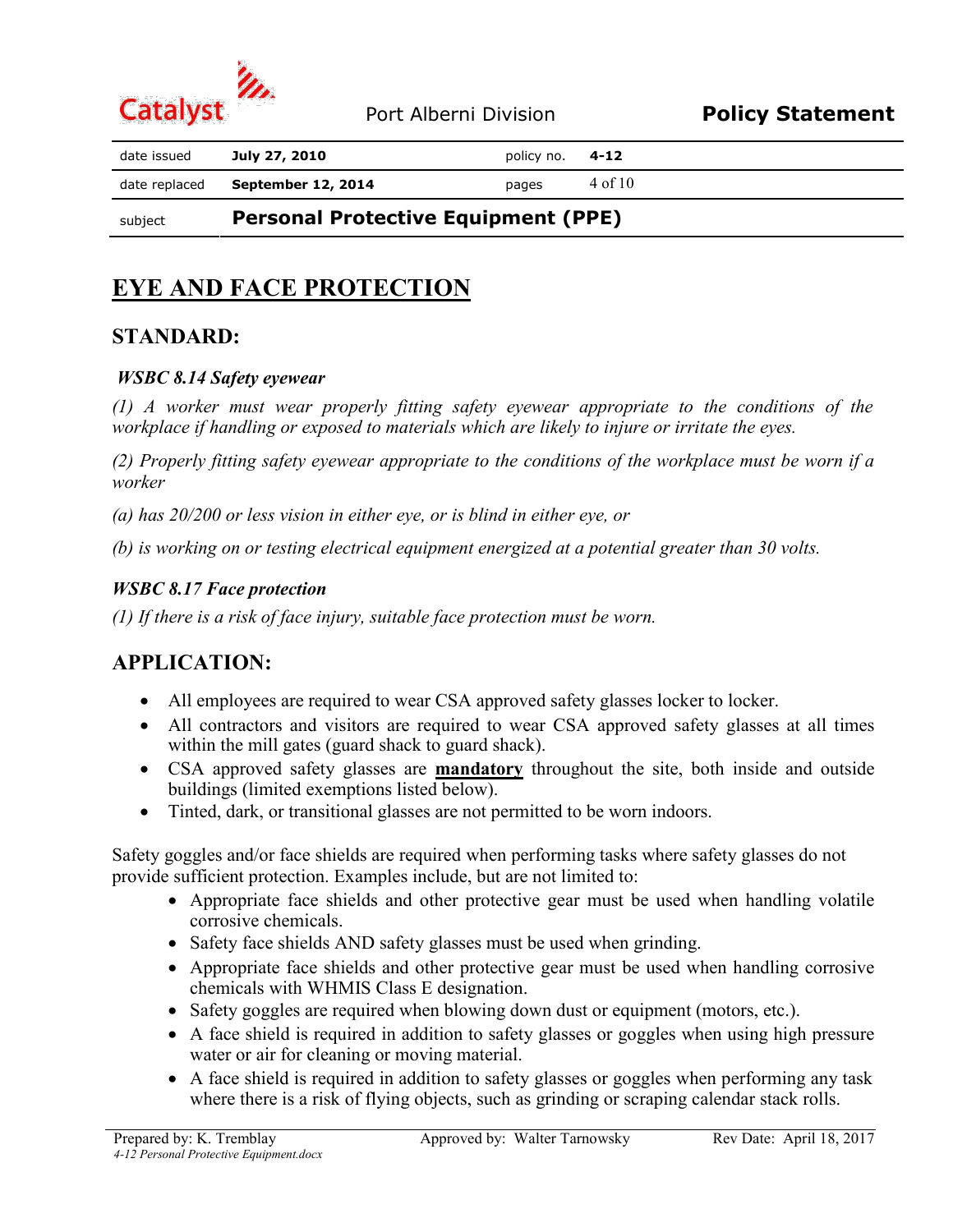# EYE AND FACE PROTECTION

## STANDARD:

***WSBC 8.14 Safety eyewear***

*(1) A worker must wear properly fitting safety eyewear appropriate to the conditions of the workplace if handling or exposed to materials which are likely to injure or irritate the eyes.*

*(2) Properly fitting safety eyewear appropriate to the conditions of the workplace must be worn if a worker*

*(a) has 20/200 or less vision in either eye, or is blind in either eye, or*

*(b) is working on or testing electrical equipment energized at a potential greater than 30 volts.*

***WSBC 8.17 Face protection***

*(1) If there is a risk of face injury, suitable face protection must be worn.*

## APPLICATION:

- All employees are required to wear CSA approved safety glasses locker to locker.
- All contractors and visitors are required to wear CSA approved safety glasses at all times within the mill gates (guard shack to guard shack).
- CSA approved safety glasses are **mandatory** throughout the site, both inside and outside buildings (limited exemptions listed below).
- Tinted, dark, or transitional glasses are not permitted to be worn indoors.

Safety goggles and/or face shields are required when performing tasks where safety glasses do not provide sufficient protection. Examples include, but are not limited to:

- Appropriate face shields and other protective gear must be used when handling volatile corrosive chemicals.
- Safety face shields AND safety glasses must be used when grinding.
- Appropriate face shields and other protective gear must be used when handling corrosive chemicals with WHMIS Class E designation.
- Safety goggles are required when blowing down dust or equipment (motors, etc.).
- A face shield is required in addition to safety glasses or goggles when using high pressure water or air for cleaning or moving material.
- A face shield is required in addition to safety glasses or goggles when performing any task where there is a risk of flying objects, such as grinding or scraping calendar stack rolls.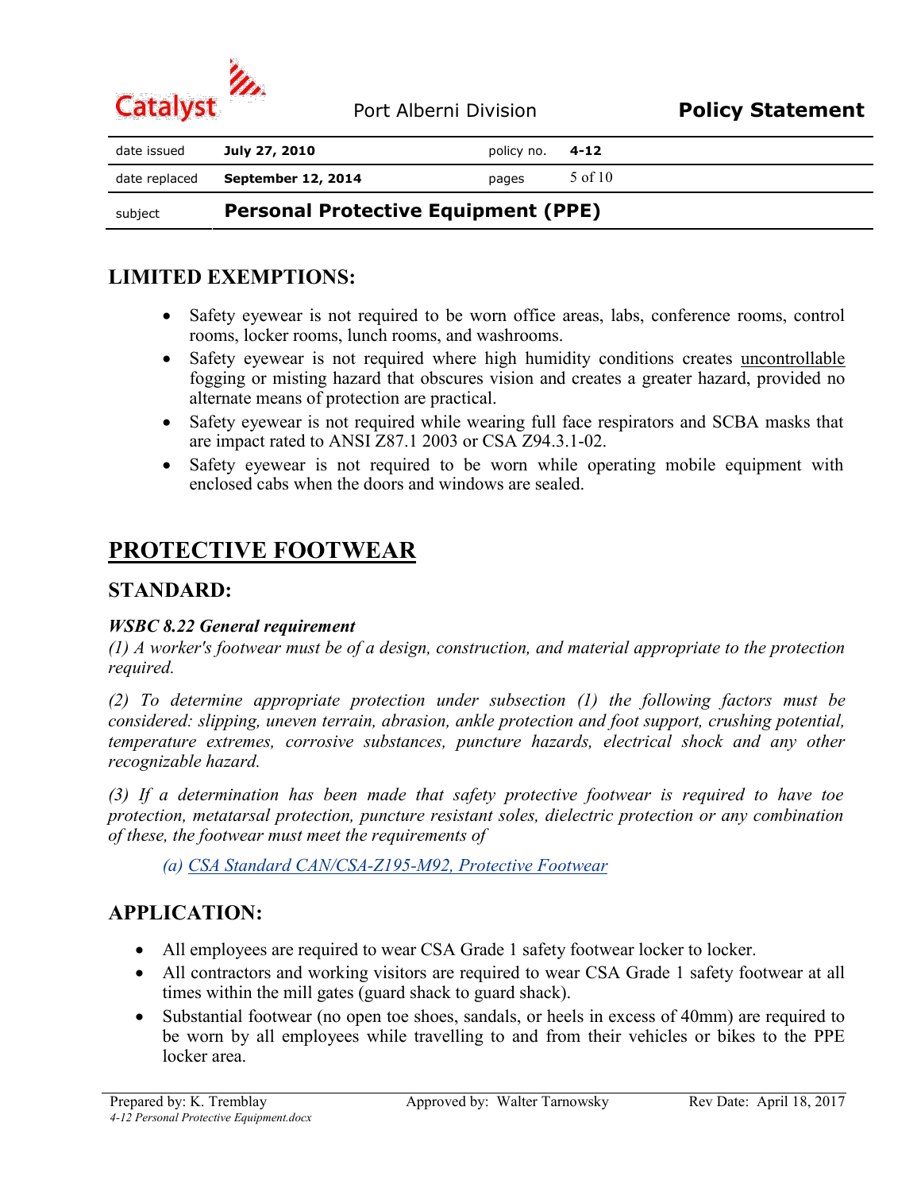## LIMITED EXEMPTIONS:

- Safety eyewear is not required to be worn office areas, labs, conference rooms, control rooms, locker rooms, lunch rooms, and washrooms.
- Safety eyewear is not required where high humidity conditions creates uncontrollable fogging or misting hazard that obscures vision and creates a greater hazard, provided no alternate means of protection are practical.
- Safety eyewear is not required while wearing full face respirators and SCBA masks that are impact rated to ANSI Z87.1 2003 or CSA Z94.3.1-02.
- Safety eyewear is not required to be worn while operating mobile equipment with enclosed cabs when the doors and windows are sealed.

# PROTECTIVE FOOTWEAR

## STANDARD:

***WSBC 8.22 General requirement***

*(1) A worker's footwear must be of a design, construction, and material appropriate to the protection required.*

*(2) To determine appropriate protection under subsection (1) the following factors must be considered: slipping, uneven terrain, abrasion, ankle protection and foot support, crushing potential, temperature extremes, corrosive substances, puncture hazards, electrical shock and any other recognizable hazard.*

*(3) If a determination has been made that safety protective footwear is required to have toe protection, metatarsal protection, puncture resistant soles, dielectric protection or any combination of these, the footwear must meet the requirements of*

*(a) CSA Standard CAN/CSA-Z195-M92, Protective Footwear*

## APPLICATION:

- All employees are required to wear CSA Grade 1 safety footwear locker to locker.
- All contractors and working visitors are required to wear CSA Grade 1 safety footwear at all times within the mill gates (guard shack to guard shack).
- Substantial footwear (no open toe shoes, sandals, or heels in excess of 40mm) are required to be worn by all employees while travelling to and from their vehicles or bikes to the PPE locker area.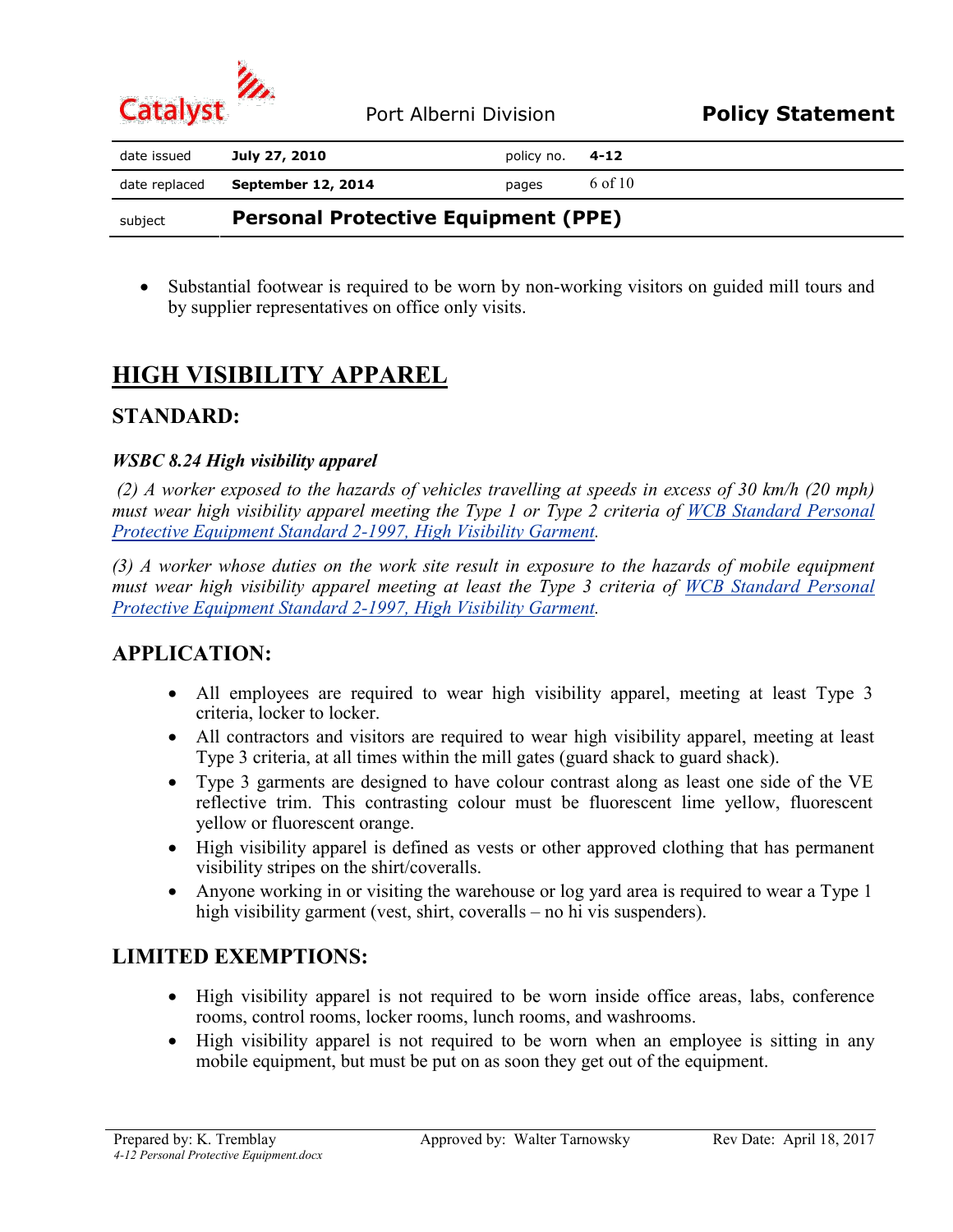- Substantial footwear is required to be worn by non-working visitors on guided mill tours and by supplier representatives on office only visits.

# HIGH VISIBILITY APPAREL

## STANDARD:

***WSBC 8.24 High visibility apparel***

*(2) A worker exposed to the hazards of vehicles travelling at speeds in excess of 30 km/h (20 mph) must wear high visibility apparel meeting the Type 1 or Type 2 criteria of [WCB Standard Personal Protective Equipment Standard 2-1997, High Visibility Garment](#).*

*(3) A worker whose duties on the work site result in exposure to the hazards of mobile equipment must wear high visibility apparel meeting at least the Type 3 criteria of [WCB Standard Personal Protective Equipment Standard 2-1997, High Visibility Garment](#).*

## APPLICATION:

- All employees are required to wear high visibility apparel, meeting at least Type 3 criteria, locker to locker.
- All contractors and visitors are required to wear high visibility apparel, meeting at least Type 3 criteria, at all times within the mill gates (guard shack to guard shack).
- Type 3 garments are designed to have colour contrast along as least one side of the VE reflective trim. This contrasting colour must be fluorescent lime yellow, fluorescent yellow or fluorescent orange.
- High visibility apparel is defined as vests or other approved clothing that has permanent visibility stripes on the shirt/coveralls.
- Anyone working in or visiting the warehouse or log yard area is required to wear a Type 1 high visibility garment (vest, shirt, coveralls – no hi vis suspenders).

## LIMITED EXEMPTIONS:

- High visibility apparel is not required to be worn inside office areas, labs, conference rooms, control rooms, locker rooms, lunch rooms, and washrooms.
- High visibility apparel is not required to be worn when an employee is sitting in any mobile equipment, but must be put on as soon they get out of the equipment.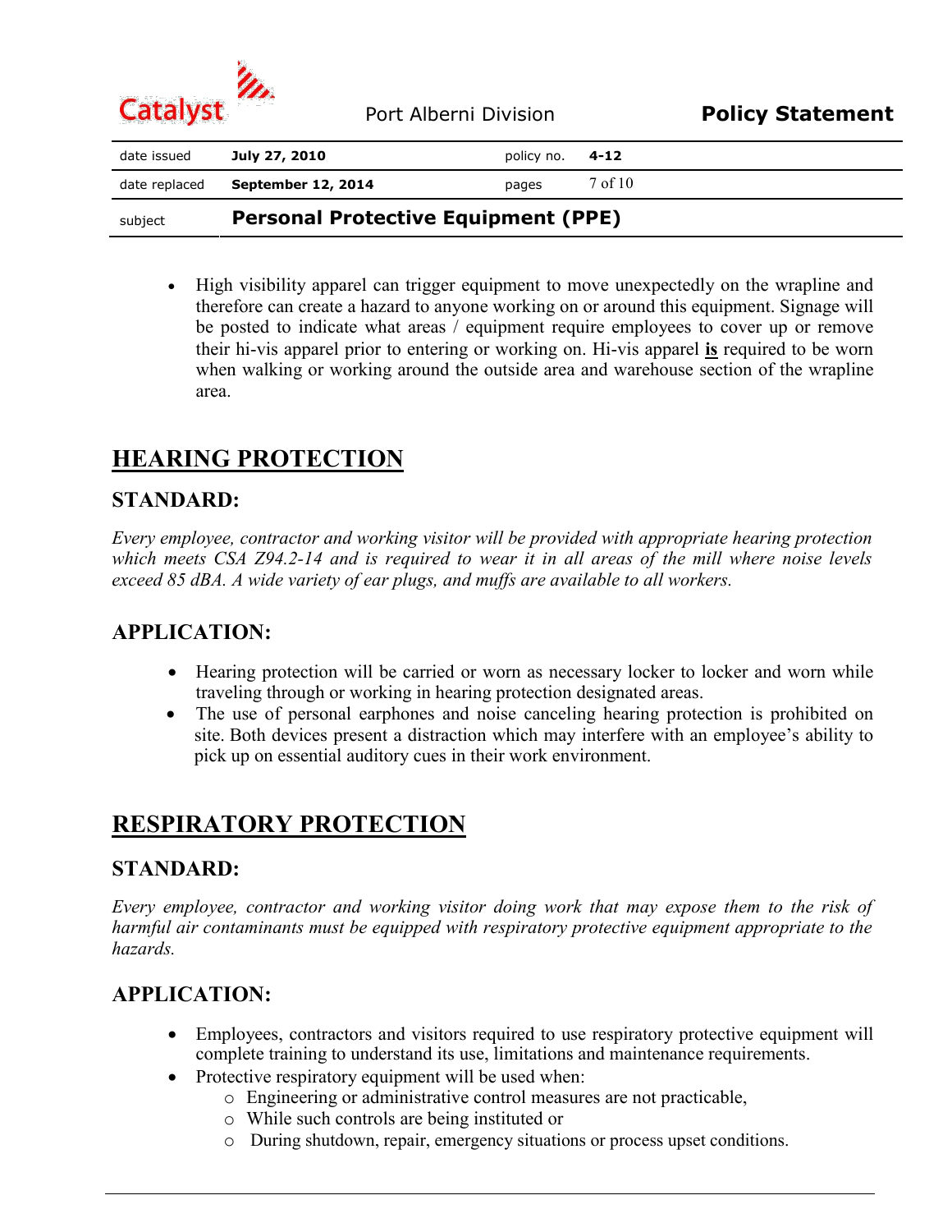- High visibility apparel can trigger equipment to move unexpectedly on the wrapline and therefore can create a hazard to anyone working on or around this equipment. Signage will be posted to indicate what areas / equipment require employees to cover up or remove their hi-vis apparel prior to entering or working on. Hi-vis apparel **is** required to be worn when walking or working around the outside area and warehouse section of the wrapline area.

## HEARING PROTECTION

### STANDARD:

*Every employee, contractor and working visitor will be provided with appropriate hearing protection which meets CSA Z94.2-14 and is required to wear it in all areas of the mill where noise levels exceed 85 dBA. A wide variety of ear plugs, and muffs are available to all workers.*

### APPLICATION:

- Hearing protection will be carried or worn as necessary locker to locker and worn while traveling through or working in hearing protection designated areas.
- The use of personal earphones and noise canceling hearing protection is prohibited on site. Both devices present a distraction which may interfere with an employee's ability to pick up on essential auditory cues in their work environment.

## RESPIRATORY PROTECTION

### STANDARD:

*Every employee, contractor and working visitor doing work that may expose them to the risk of harmful air contaminants must be equipped with respiratory protective equipment appropriate to the hazards.*

### APPLICATION:

- Employees, contractors and visitors required to use respiratory protective equipment will complete training to understand its use, limitations and maintenance requirements.
- Protective respiratory equipment will be used when:
  - Engineering or administrative control measures are not practicable,
  - While such controls are being instituted or
  - During shutdown, repair, emergency situations or process upset conditions.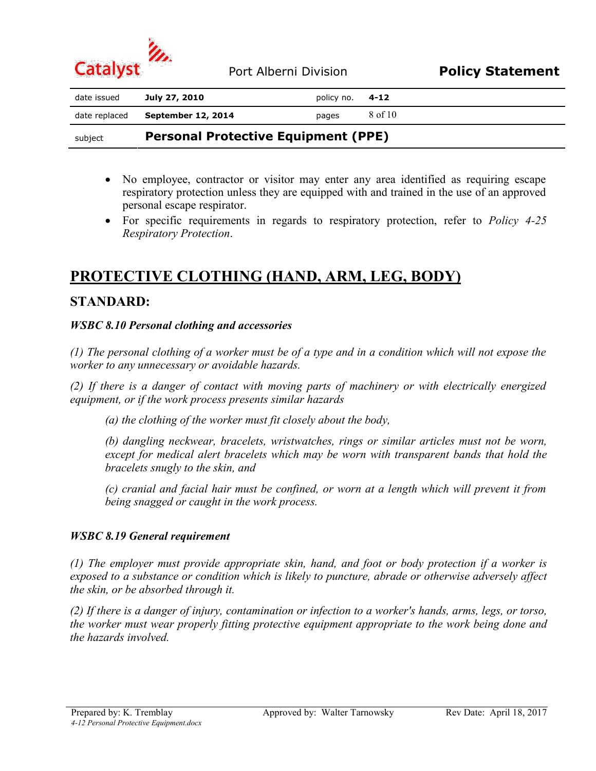- No employee, contractor or visitor may enter any area identified as requiring escape respiratory protection unless they are equipped with and trained in the use of an approved personal escape respirator.
- For specific requirements in regards to respiratory protection, refer to *Policy 4-25 Respiratory Protection*.

# PROTECTIVE CLOTHING (HAND, ARM, LEG, BODY)

## STANDARD:

***WSBC 8.10 Personal clothing and accessories***

*(1) The personal clothing of a worker must be of a type and in a condition which will not expose the worker to any unnecessary or avoidable hazards.*

*(2) If there is a danger of contact with moving parts of machinery or with electrically energized equipment, or if the work process presents similar hazards*

> *(a) the clothing of the worker must fit closely about the body,*
>
> *(b) dangling neckwear, bracelets, wristwatches, rings or similar articles must not be worn, except for medical alert bracelets which may be worn with transparent bands that hold the bracelets snugly to the skin, and*
>
> *(c) cranial and facial hair must be confined, or worn at a length which will prevent it from being snagged or caught in the work process.*

***WSBC 8.19 General requirement***

*(1) The employer must provide appropriate skin, hand, and foot or body protection if a worker is exposed to a substance or condition which is likely to puncture, abrade or otherwise adversely affect the skin, or be absorbed through it.*

*(2) If there is a danger of injury, contamination or infection to a worker's hands, arms, legs, or torso, the worker must wear properly fitting protective equipment appropriate to the work being done and the hazards involved.*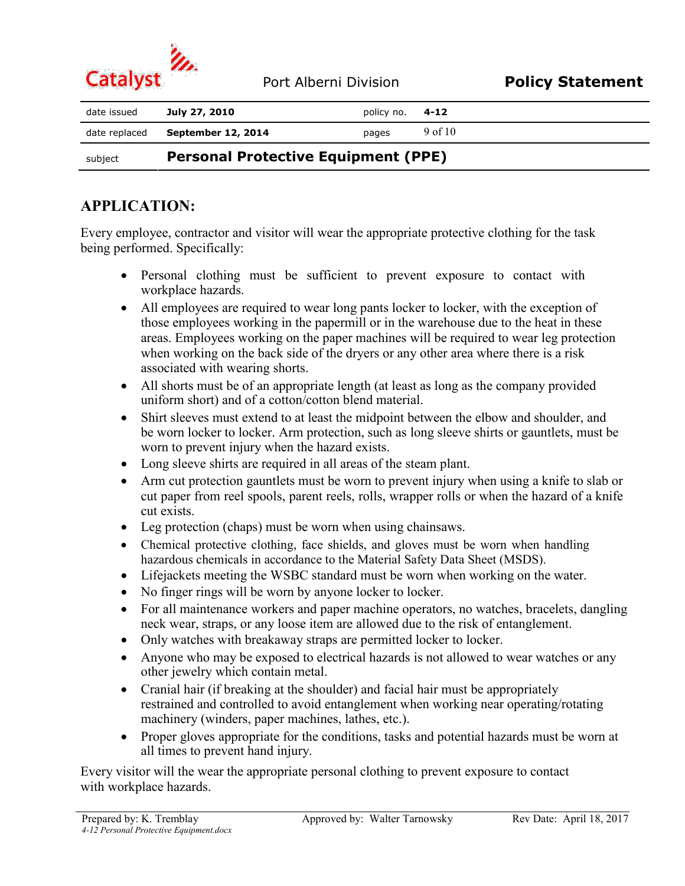## APPLICATION:

Every employee, contractor and visitor will wear the appropriate protective clothing for the task being performed. Specifically:

- Personal clothing must be sufficient to prevent exposure to contact with workplace hazards.
- All employees are required to wear long pants locker to locker, with the exception of those employees working in the papermill or in the warehouse due to the heat in these areas. Employees working on the paper machines will be required to wear leg protection when working on the back side of the dryers or any other area where there is a risk associated with wearing shorts.
- All shorts must be of an appropriate length (at least as long as the company provided uniform short) and of a cotton/cotton blend material.
- Shirt sleeves must extend to at least the midpoint between the elbow and shoulder, and be worn locker to locker. Arm protection, such as long sleeve shirts or gauntlets, must be worn to prevent injury when the hazard exists.
- Long sleeve shirts are required in all areas of the steam plant.
- Arm cut protection gauntlets must be worn to prevent injury when using a knife to slab or cut paper from reel spools, parent reels, rolls, wrapper rolls or when the hazard of a knife cut exists.
- Leg protection (chaps) must be worn when using chainsaws.
- Chemical protective clothing, face shields, and gloves must be worn when handling hazardous chemicals in accordance to the Material Safety Data Sheet (MSDS).
- Lifejackets meeting the WSBC standard must be worn when working on the water.
- No finger rings will be worn by anyone locker to locker.
- For all maintenance workers and paper machine operators, no watches, bracelets, dangling neck wear, straps, or any loose item are allowed due to the risk of entanglement.
- Only watches with breakaway straps are permitted locker to locker.
- Anyone who may be exposed to electrical hazards is not allowed to wear watches or any other jewelry which contain metal.
- Cranial hair (if breaking at the shoulder) and facial hair must be appropriately restrained and controlled to avoid entanglement when working near operating/rotating machinery (winders, paper machines, lathes, etc.).
- Proper gloves appropriate for the conditions, tasks and potential hazards must be worn at all times to prevent hand injury.

Every visitor will the wear the appropriate personal clothing to prevent exposure to contact with workplace hazards.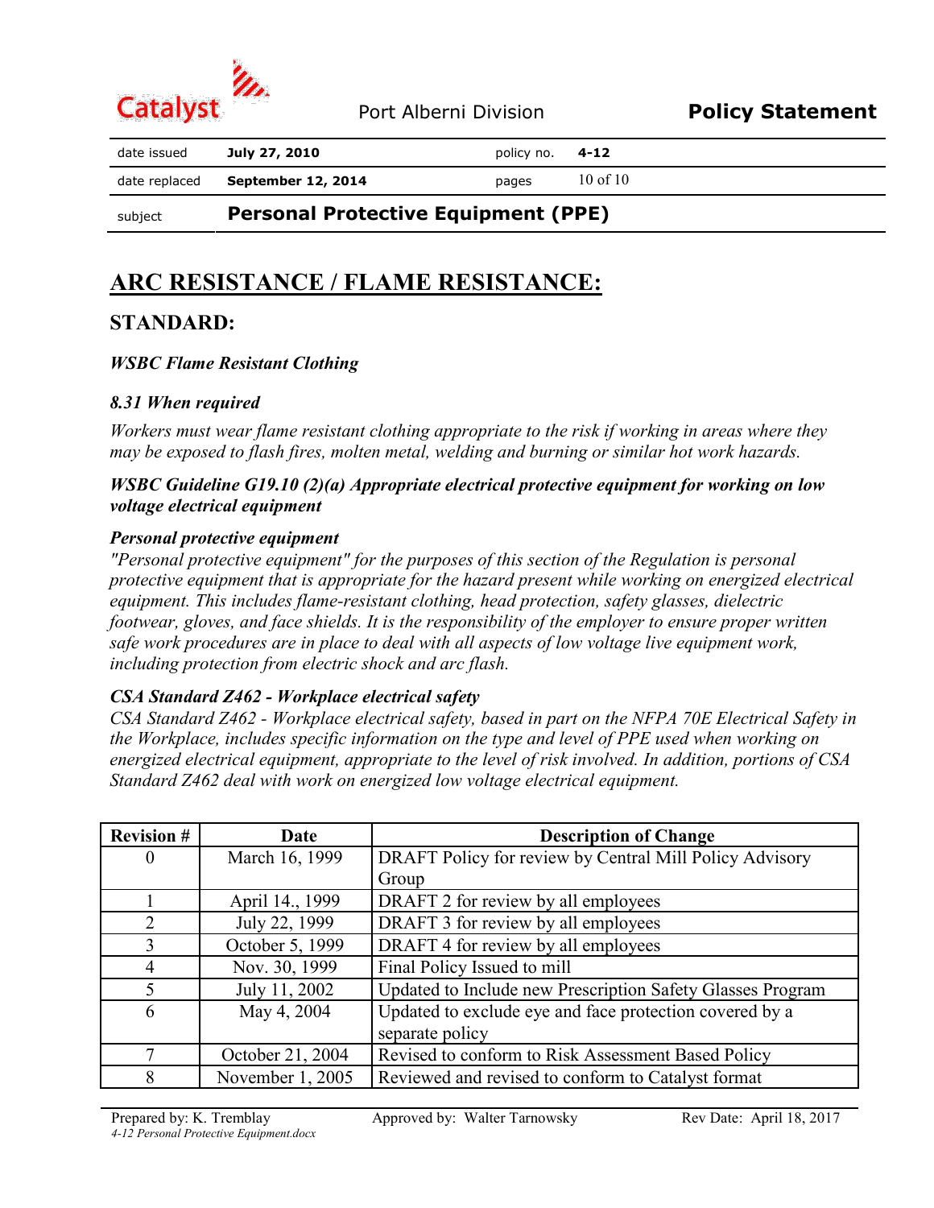# ARC RESISTANCE / FLAME RESISTANCE:

## STANDARD:

***WSBC Flame Resistant Clothing***

***8.31 When required***

*Workers must wear flame resistant clothing appropriate to the risk if working in areas where they may be exposed to flash fires, molten metal, welding and burning or similar hot work hazards.*

***WSBC Guideline G19.10 (2)(a) Appropriate electrical protective equipment for working on low voltage electrical equipment***

***Personal protective equipment***
*"Personal protective equipment" for the purposes of this section of the Regulation is personal protective equipment that is appropriate for the hazard present while working on energized electrical equipment. This includes flame-resistant clothing, head protection, safety glasses, dielectric footwear, gloves, and face shields. It is the responsibility of the employer to ensure proper written safe work procedures are in place to deal with all aspects of low voltage live equipment work, including protection from electric shock and arc flash.*

***CSA Standard Z462 - Workplace electrical safety***
*CSA Standard Z462 - Workplace electrical safety, based in part on the NFPA 70E Electrical Safety in the Workplace, includes specific information on the type and level of PPE used when working on energized electrical equipment, appropriate to the level of risk involved. In addition, portions of CSA Standard Z462 deal with work on energized low voltage electrical equipment.*

| Revision # | Date | Description of Change |
|---|---|---|
| 0 | March 16, 1999 | DRAFT Policy for review by Central Mill Policy Advisory Group |
| 1 | April 14., 1999 | DRAFT 2 for review by all employees |
| 2 | July 22, 1999 | DRAFT 3 for review by all employees |
| 3 | October 5, 1999 | DRAFT 4 for review by all employees |
| 4 | Nov. 30, 1999 | Final Policy Issued to mill |
| 5 | July 11, 2002 | Updated to Include new Prescription Safety Glasses Program |
| 6 | May 4, 2004 | Updated to exclude eye and face protection covered by a separate policy |
| 7 | October 21, 2004 | Revised to conform to Risk Assessment Based Policy |
| 8 | November 1, 2005 | Reviewed and revised to conform to Catalyst format |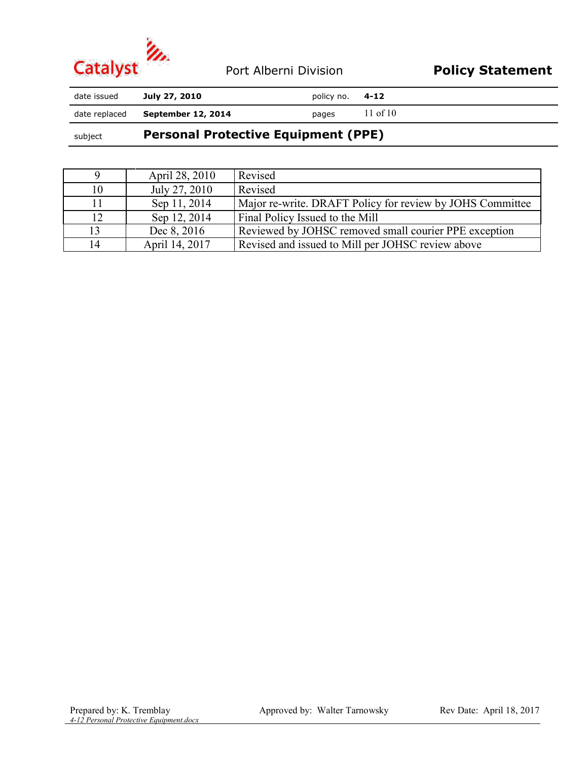| | | |
|---|---|---|
| 9 | April 28, 2010 | Revised |
| 10 | July 27, 2010 | Revised |
| 11 | Sep 11, 2014 | Major re-write. DRAFT Policy for review by JOHS Committee |
| 12 | Sep 12, 2014 | Final Policy Issued to the Mill |
| 13 | Dec 8, 2016 | Reviewed by JOHSC removed small courier PPE exception |
| 14 | April 14, 2017 | Revised and issued to Mill per JOHSC review above |